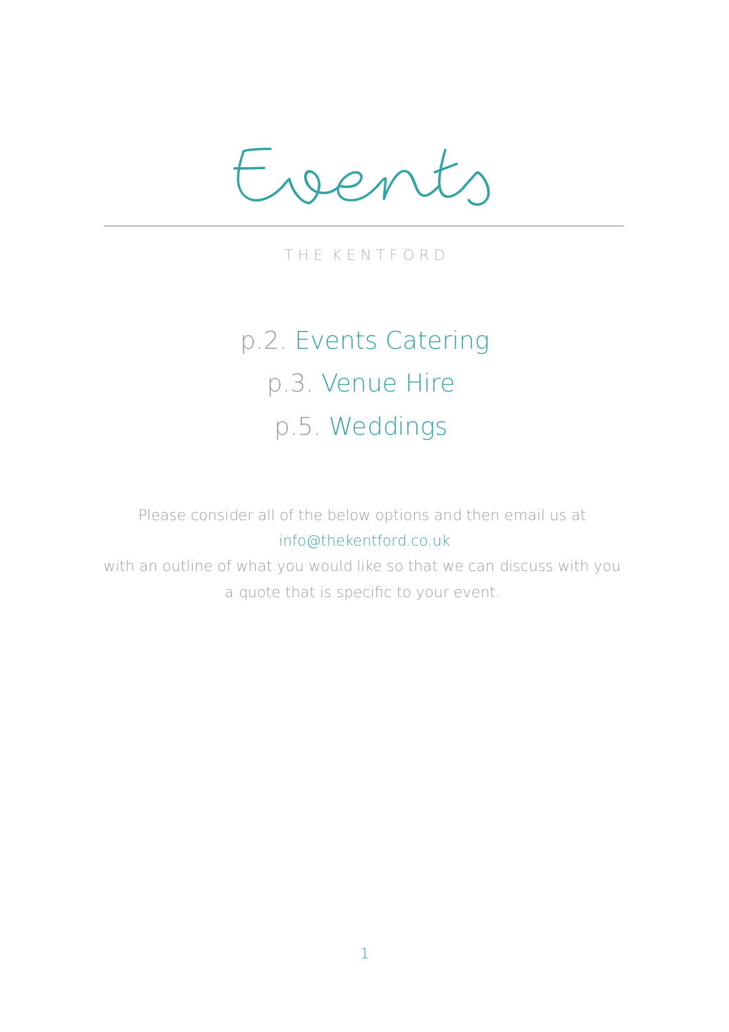# Events

THE KENTFORD

p.2. Events Catering

p.3. Venue Hire

p.5. Weddings

Please consider all of the below options and then email us at
info@thekentford.co.uk
with an outline of what you would like so that we can discuss with you
a quote that is specific to your event.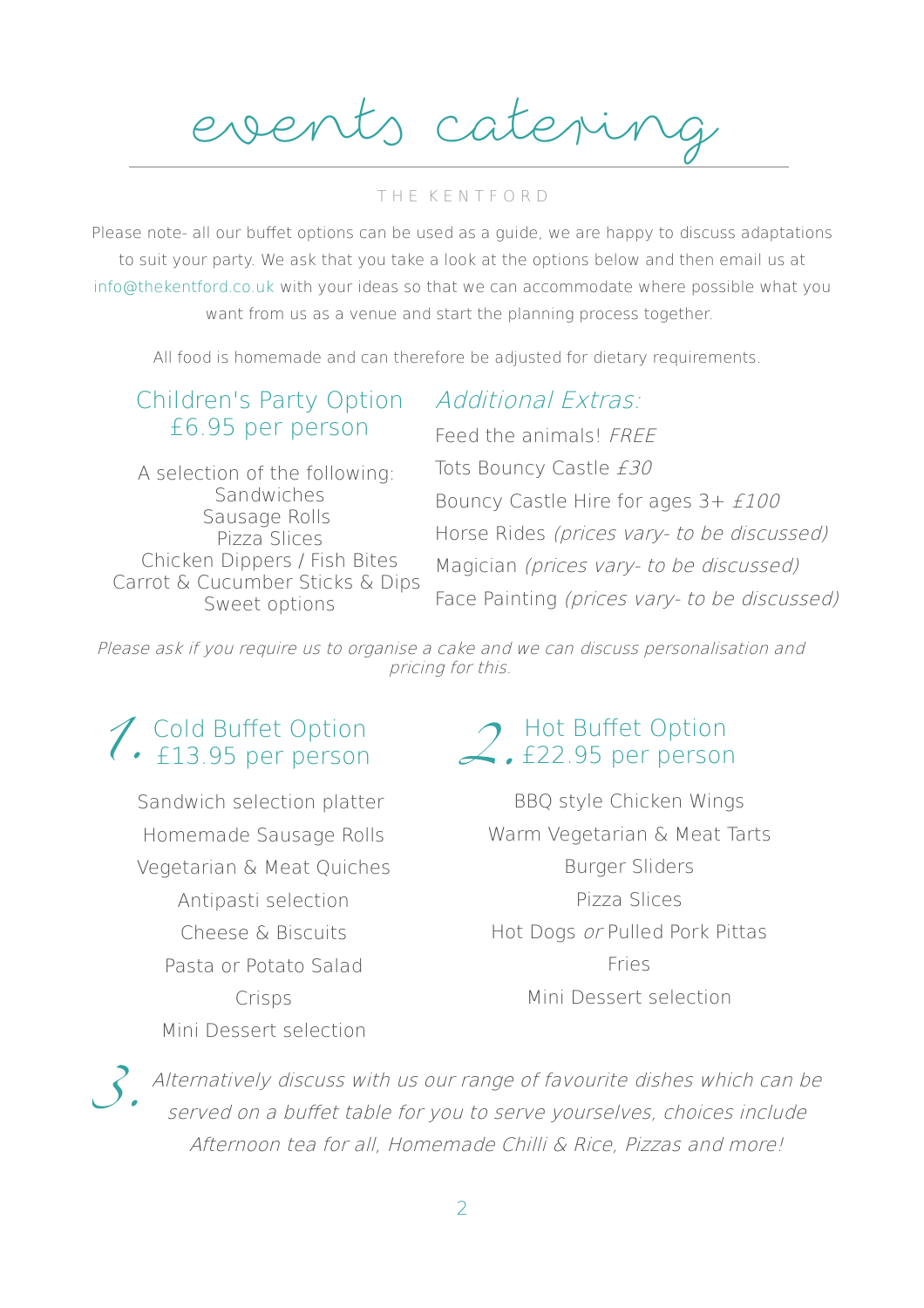# events catering

THE KENTFORD

Please note- all our buffet options can be used as a guide, we are happy to discuss adaptations to suit your party. We ask that you take a look at the options below and then email us at info@thekentford.co.uk with your ideas so that we can accommodate where possible what you want from us as a venue and start the planning process together.

All food is homemade and can therefore be adjusted for dietary requirements.

## Children's Party Option £6.95 per person

A selection of the following:
Sandwiches
Sausage Rolls
Pizza Slices
Chicken Dippers / Fish Bites
Carrot & Cucumber Sticks & Dips
Sweet options

## *Additional Extras:*

Feed the animals! *FREE*
Tots Bouncy Castle *£30*
Bouncy Castle Hire for ages 3+ *£100*
Horse Rides *(prices vary- to be discussed)*
Magician *(prices vary- to be discussed)*
Face Painting *(prices vary- to be discussed)*

*Please ask if you require us to organise a cake and we can discuss personalisation and pricing for this.*

## 1. Cold Buffet Option £13.95 per person

Sandwich selection platter
Homemade Sausage Rolls
Vegetarian & Meat Quiches
Antipasti selection
Cheese & Biscuits
Pasta or Potato Salad
Crisps
Mini Dessert selection

## 2. Hot Buffet Option £22.95 per person

BBQ style Chicken Wings
Warm Vegetarian & Meat Tarts
Burger Sliders
Pizza Slices
Hot Dogs *or* Pulled Pork Pittas
Fries
Mini Dessert selection

## 3.

*Alternatively discuss with us our range of favourite dishes which can be served on a buffet table for you to serve yourselves, choices include Afternoon tea for all, Homemade Chilli & Rice, Pizzas and more!*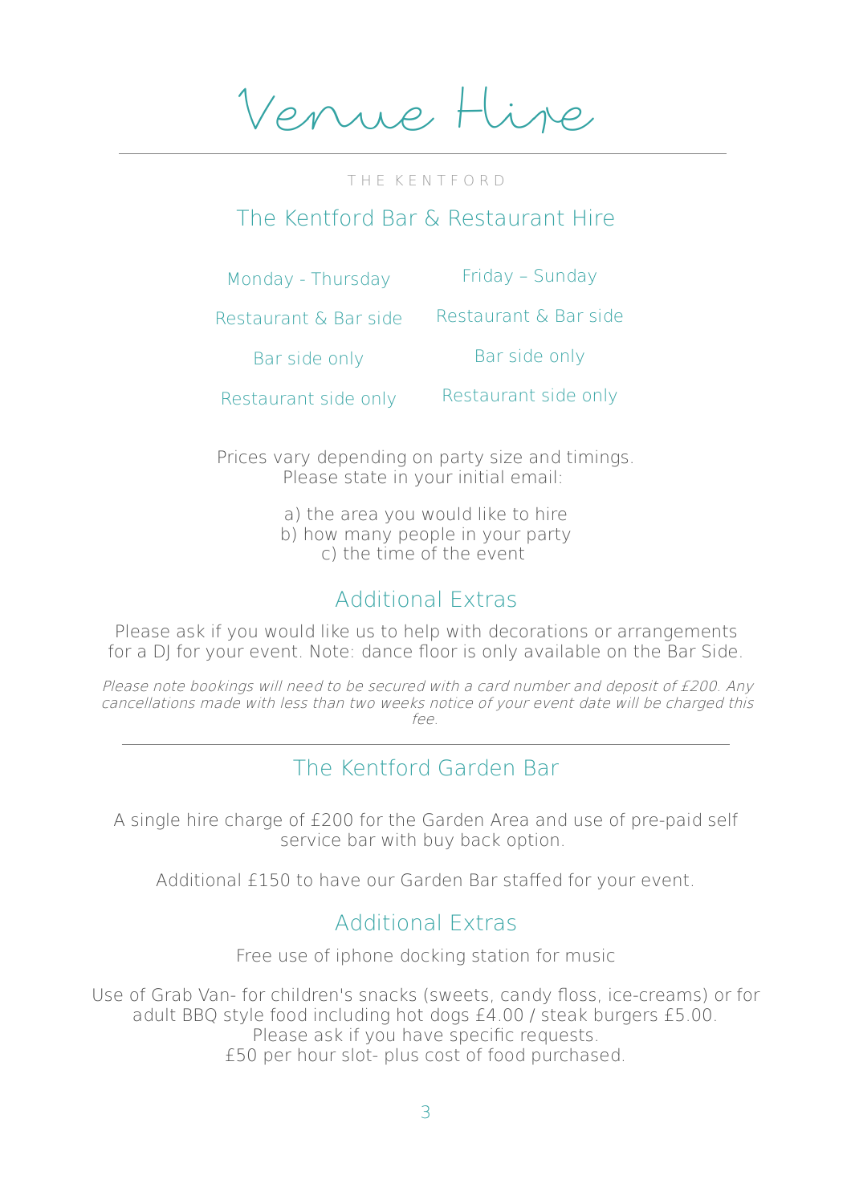# Venue Hire

THE KENTFORD

## The Kentford Bar & Restaurant Hire

| Monday - Thursday | Friday – Sunday |
|---|---|
| Restaurant & Bar side | Restaurant & Bar side |
| Bar side only | Bar side only |
| Restaurant side only | Restaurant side only |

Prices vary depending on party size and timings.
Please state in your initial email:

a) the area you would like to hire
b) how many people in your party
c) the time of the event

### Additional Extras

Please ask if you would like us to help with decorations or arrangements for a DJ for your event. Note: dance floor is only available on the Bar Side.

*Please note bookings will need to be secured with a card number and deposit of £200. Any cancellations made with less than two weeks notice of your event date will be charged this fee.*

---

## The Kentford Garden Bar

A single hire charge of £200 for the Garden Area and use of pre-paid self service bar with buy back option.

Additional £150 to have our Garden Bar staffed for your event.

### Additional Extras

Free use of iphone docking station for music

Use of Grab Van- for children's snacks (sweets, candy floss, ice-creams) or for adult BBQ style food including hot dogs £4.00 / steak burgers £5.00.
Please ask if you have specific requests.
£50 per hour slot- plus cost of food purchased.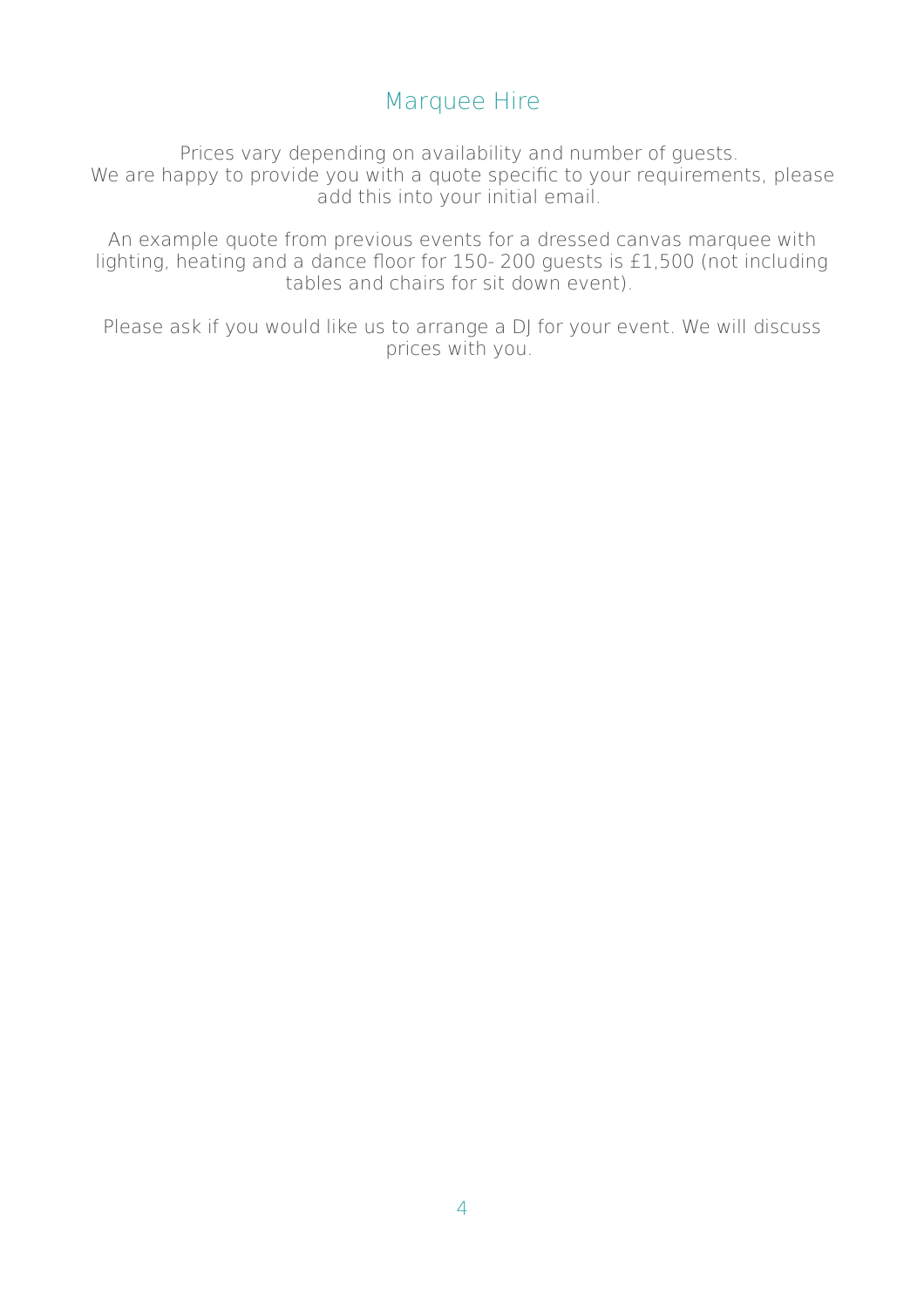# Marquee Hire

Prices vary depending on availability and number of guests.
We are happy to provide you with a quote specific to your requirements, please add this into your initial email.

An example quote from previous events for a dressed canvas marquee with lighting, heating and a dance floor for 150- 200 guests is £1,500 (not including tables and chairs for sit down event).

Please ask if you would like us to arrange a DJ for your event. We will discuss prices with you.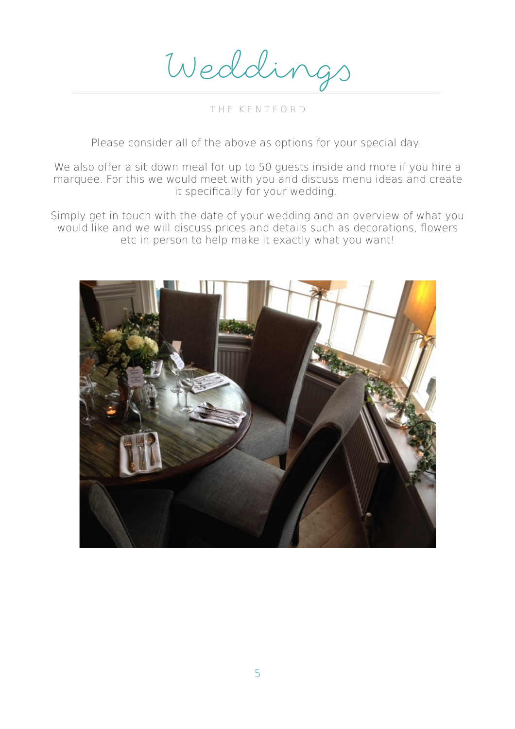# Weddings

THE KENTFORD

Please consider all of the above as options for your special day.

We also offer a sit down meal for up to 50 guests inside and more if you hire a marquee. For this we would meet with you and discuss menu ideas and create it specifically for your wedding.

Simply get in touch with the date of your wedding and an overview of what you would like and we will discuss prices and details such as decorations, flowers etc in person to help make it exactly what you want!